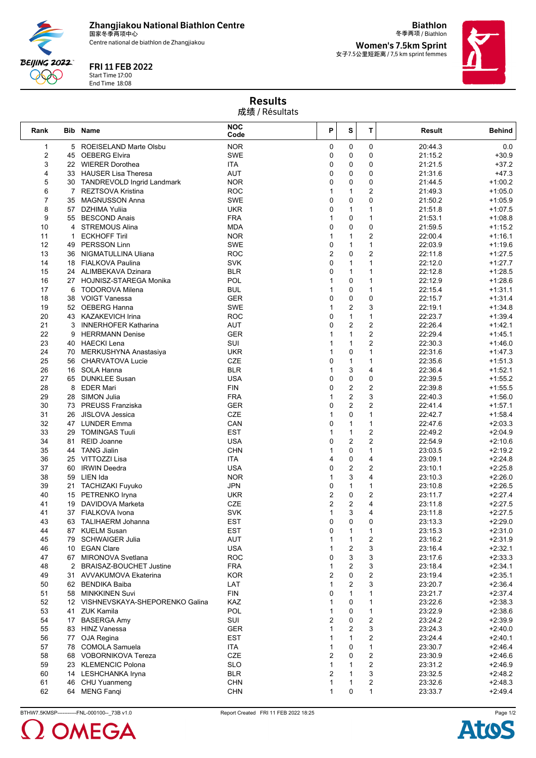**Zhangjiakou National Biathlon Centre**
国家冬季两项中心
Centre national de biathlon de Zhangjiakou

**FRI 11 FEB 2022**
Start Time 17:00
End Time 18:08

**Biathlon**
冬季两项 / Biathlon

**Women's 7.5km Sprint**
女子7.5公里短距离 / 7,5 km sprint femmes

# Results
成绩 / Résultats

| Rank | Bib | Name | NOC Code | P | S | T | Result | Behind |
|---|---|---|---|---|---|---|---|---|
| 1 | 5 | ROEISELAND Marte Olsbu | NOR | 0 | 0 | 0 | 20:44.3 | 0.0 |
| 2 | 45 | OEBERG Elvira | SWE | 0 | 0 | 0 | 21:15.2 | +30.9 |
| 3 | 22 | WIERER Dorothea | ITA | 0 | 0 | 0 | 21:21.5 | +37.2 |
| 4 | 33 | HAUSER Lisa Theresa | AUT | 0 | 0 | 0 | 21:31.6 | +47.3 |
| 5 | 30 | TANDREVOLD Ingrid Landmark | NOR | 0 | 0 | 0 | 21:44.5 | +1:00.2 |
| 6 | 7 | REZTSOVA Kristina | ROC | 1 | 1 | 2 | 21:49.3 | +1:05.0 |
| 7 | 35 | MAGNUSSON Anna | SWE | 0 | 0 | 0 | 21:50.2 | +1:05.9 |
| 8 | 57 | DZHIMA Yuliia | UKR | 0 | 1 | 1 | 21:51.8 | +1:07.5 |
| 9 | 55 | BESCOND Anais | FRA | 1 | 0 | 1 | 21:53.1 | +1:08.8 |
| 10 | 4 | STREMOUS Alina | MDA | 0 | 0 | 0 | 21:59.5 | +1:15.2 |
| 11 | 1 | ECKHOFF Tiril | NOR | 1 | 1 | 2 | 22:00.4 | +1:16.1 |
| 12 | 49 | PERSSON Linn | SWE | 0 | 1 | 1 | 22:03.9 | +1:19.6 |
| 13 | 36 | NIGMATULLINA Uliana | ROC | 2 | 0 | 2 | 22:11.8 | +1:27.5 |
| 14 | 18 | FIALKOVA Paulina | SVK | 0 | 1 | 1 | 22:12.0 | +1:27.7 |
| 15 | 24 | ALIMBEKAVA Dzinara | BLR | 0 | 1 | 1 | 22:12.8 | +1:28.5 |
| 16 | 27 | HOJNISZ-STAREGA Monika | POL | 1 | 0 | 1 | 22:12.9 | +1:28.6 |
| 17 | 6 | TODOROVA Milena | BUL | 1 | 0 | 1 | 22:15.4 | +1:31.1 |
| 18 | 38 | VOIGT Vanessa | GER | 0 | 0 | 0 | 22:15.7 | +1:31.4 |
| 19 | 52 | OEBERG Hanna | SWE | 1 | 2 | 3 | 22:19.1 | +1:34.8 |
| 20 | 43 | KAZAKEVICH Irina | ROC | 0 | 1 | 1 | 22:23.7 | +1:39.4 |
| 21 | 3 | INNERHOFER Katharina | AUT | 0 | 2 | 2 | 22:26.4 | +1:42.1 |
| 22 | 9 | HERRMANN Denise | GER | 1 | 1 | 2 | 22:29.4 | +1:45.1 |
| 23 | 40 | HAECKI Lena | SUI | 1 | 1 | 2 | 22:30.3 | +1:46.0 |
| 24 | 70 | MERKUSHYNA Anastasiya | UKR | 1 | 0 | 1 | 22:31.6 | +1:47.3 |
| 25 | 56 | CHARVATOVA Lucie | CZE | 0 | 1 | 1 | 22:35.6 | +1:51.3 |
| 26 | 16 | SOLA Hanna | BLR | 1 | 3 | 4 | 22:36.4 | +1:52.1 |
| 27 | 65 | DUNKLEE Susan | USA | 0 | 0 | 0 | 22:39.5 | +1:55.2 |
| 28 | 8 | EDER Mari | FIN | 0 | 2 | 2 | 22:39.8 | +1:55.5 |
| 29 | 28 | SIMON Julia | FRA | 1 | 2 | 3 | 22:40.3 | +1:56.0 |
| 30 | 73 | PREUSS Franziska | GER | 0 | 2 | 2 | 22:41.4 | +1:57.1 |
| 31 | 26 | JISLOVA Jessica | CZE | 1 | 0 | 1 | 22:42.7 | +1:58.4 |
| 32 | 47 | LUNDER Emma | CAN | 0 | 1 | 1 | 22:47.6 | +2:03.3 |
| 33 | 29 | TOMINGAS Tuuli | EST | 1 | 1 | 2 | 22:49.2 | +2:04.9 |
| 34 | 81 | REID Joanne | USA | 0 | 2 | 2 | 22:54.9 | +2:10.6 |
| 35 | 44 | TANG Jialin | CHN | 1 | 0 | 1 | 23:03.5 | +2:19.2 |
| 36 | 25 | VITTOZZI Lisa | ITA | 4 | 0 | 4 | 23:09.1 | +2:24.8 |
| 37 | 60 | IRWIN Deedra | USA | 0 | 2 | 2 | 23:10.1 | +2:25.8 |
| 38 | 59 | LIEN Ida | NOR | 1 | 3 | 4 | 23:10.3 | +2:26.0 |
| 39 | 21 | TACHIZAKI Fuyuko | JPN | 0 | 1 | 1 | 23:10.8 | +2:26.5 |
| 40 | 15 | PETRENKO Iryna | UKR | 2 | 0 | 2 | 23:11.7 | +2:27.4 |
| 41 | 19 | DAVIDOVA Marketa | CZE | 2 | 2 | 4 | 23:11.8 | +2:27.5 |
| 41 | 37 | FIALKOVA Ivona | SVK | 1 | 3 | 4 | 23:11.8 | +2:27.5 |
| 43 | 63 | TALIHAERM Johanna | EST | 0 | 0 | 0 | 23:13.3 | +2:29.0 |
| 44 | 87 | KUELM Susan | EST | 0 | 1 | 1 | 23:15.3 | +2:31.0 |
| 45 | 79 | SCHWAIGER Julia | AUT | 1 | 1 | 2 | 23:16.2 | +2:31.9 |
| 46 | 10 | EGAN Clare | USA | 1 | 2 | 3 | 23:16.4 | +2:32.1 |
| 47 | 67 | MIRONOVA Svetlana | ROC | 0 | 3 | 3 | 23:17.6 | +2:33.3 |
| 48 | 2 | BRAISAZ-BOUCHET Justine | FRA | 1 | 2 | 3 | 23:18.4 | +2:34.1 |
| 49 | 31 | AVVAKUMOVA Ekaterina | KOR | 2 | 0 | 2 | 23:19.4 | +2:35.1 |
| 50 | 62 | BENDIKA Baiba | LAT | 1 | 2 | 3 | 23:20.7 | +2:36.4 |
| 51 | 58 | MINKKINEN Suvi | FIN | 0 | 1 | 1 | 23:21.7 | +2:37.4 |
| 52 | 12 | VISHNEVSKAYA-SHEPORENKO Galina | KAZ | 1 | 0 | 1 | 23:22.6 | +2:38.3 |
| 53 | 41 | ZUK Kamila | POL | 1 | 0 | 1 | 23:22.9 | +2:38.6 |
| 54 | 17 | BASERGA Amy | SUI | 2 | 0 | 2 | 23:24.2 | +2:39.9 |
| 55 | 83 | HINZ Vanessa | GER | 1 | 2 | 3 | 23:24.3 | +2:40.0 |
| 56 | 77 | OJA Regina | EST | 1 | 1 | 2 | 23:24.4 | +2:40.1 |
| 57 | 78 | COMOLA Samuela | ITA | 1 | 0 | 1 | 23:30.7 | +2:46.4 |
| 58 | 68 | VOBORNIKOVA Tereza | CZE | 2 | 0 | 2 | 23:30.9 | +2:46.6 |
| 59 | 23 | KLEMENCIC Polona | SLO | 1 | 1 | 2 | 23:31.2 | +2:46.9 |
| 60 | 14 | LESHCHANKA Iryna | BLR | 2 | 1 | 3 | 23:32.5 | +2:48.2 |
| 61 | 46 | CHU Yuanmeng | CHN | 1 | 1 | 2 | 23:32.6 | +2:48.3 |
| 62 | 64 | MENG Fanqi | CHN | 1 | 0 | 1 | 23:33.7 | +2:49.4 |

BTHW7.5KMSP-----------FNL-000100--_73B v1.0 Report Created FRI 11 FEB 2022 18:25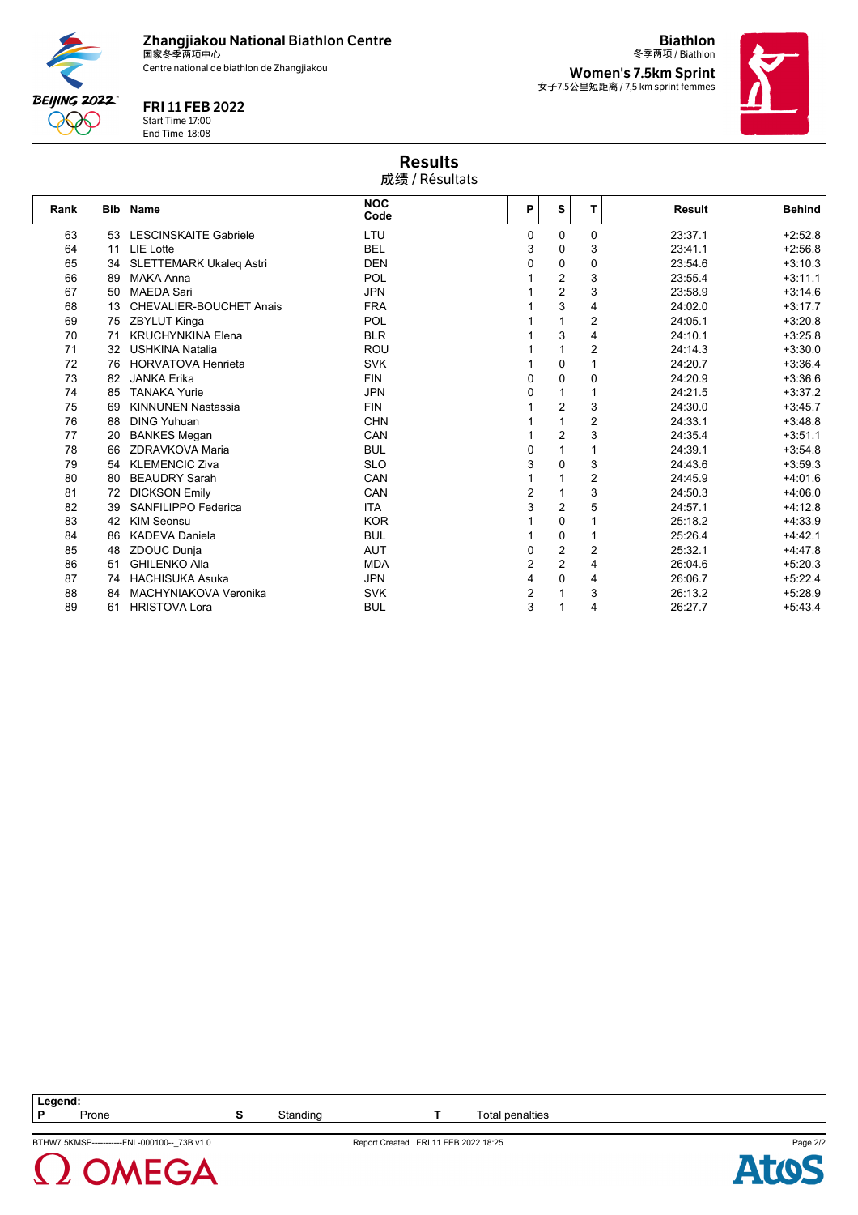Zhangjiakou National Biathlon Centre
国家冬季两项中心
Centre national de biathlon de Zhangjiakou

**FRI 11 FEB 2022**
Start Time 17:00
End Time 18:08

**Biathlon**
冬季两项 / Biathlon

**Women's 7.5km Sprint**
女子7.5公里短距离 / 7,5 km sprint femmes

## Results
成绩 / Résultats

| Rank | Bib | Name | NOC Code | P | S | T | Result | Behind |
|---|---|---|---|---|---|---|---|---|
| 63 | 53 | LESCINSKAITE Gabriele | LTU | 0 | 0 | 0 | 23:37.1 | +2:52.8 |
| 64 | 11 | LIE Lotte | BEL | 3 | 0 | 3 | 23:41.1 | +2:56.8 |
| 65 | 34 | SLETTEMARK Ukaleq Astri | DEN | 0 | 0 | 0 | 23:54.6 | +3:10.3 |
| 66 | 89 | MAKA Anna | POL | 1 | 2 | 3 | 23:55.4 | +3:11.1 |
| 67 | 50 | MAEDA Sari | JPN | 1 | 2 | 3 | 23:58.9 | +3:14.6 |
| 68 | 13 | CHEVALIER-BOUCHET Anais | FRA | 1 | 3 | 4 | 24:02.0 | +3:17.7 |
| 69 | 75 | ZBYLUT Kinga | POL | 1 | 1 | 2 | 24:05.1 | +3:20.8 |
| 70 | 71 | KRUCHYNKINA Elena | BLR | 1 | 3 | 4 | 24:10.1 | +3:25.8 |
| 71 | 32 | USHKINA Natalia | ROU | 1 | 1 | 2 | 24:14.3 | +3:30.0 |
| 72 | 76 | HORVATOVA Henrieta | SVK | 1 | 0 | 1 | 24:20.7 | +3:36.4 |
| 73 | 82 | JANKA Erika | FIN | 0 | 0 | 0 | 24:20.9 | +3:36.6 |
| 74 | 85 | TANAKA Yurie | JPN | 0 | 1 | 1 | 24:21.5 | +3:37.2 |
| 75 | 69 | KINNUNEN Nastassia | FIN | 1 | 2 | 3 | 24:30.0 | +3:45.7 |
| 76 | 88 | DING Yuhuan | CHN | 1 | 1 | 2 | 24:33.1 | +3:48.8 |
| 77 | 20 | BANKES Megan | CAN | 1 | 2 | 3 | 24:35.4 | +3:51.1 |
| 78 | 66 | ZDRAVKOVA Maria | BUL | 0 | 1 | 1 | 24:39.1 | +3:54.8 |
| 79 | 54 | KLEMENCIC Ziva | SLO | 3 | 0 | 3 | 24:43.6 | +3:59.3 |
| 80 | 80 | BEAUDRY Sarah | CAN | 1 | 1 | 2 | 24:45.9 | +4:01.6 |
| 81 | 72 | DICKSON Emily | CAN | 2 | 1 | 3 | 24:50.3 | +4:06.0 |
| 82 | 39 | SANFILIPPO Federica | ITA | 3 | 2 | 5 | 24:57.1 | +4:12.8 |
| 83 | 42 | KIM Seonsu | KOR | 1 | 0 | 1 | 25:18.2 | +4:33.9 |
| 84 | 86 | KADEVA Daniela | BUL | 1 | 0 | 1 | 25:26.4 | +4:42.1 |
| 85 | 48 | ZDOUC Dunja | AUT | 0 | 2 | 2 | 25:32.1 | +4:47.8 |
| 86 | 51 | GHILENKO Alla | MDA | 2 | 2 | 4 | 26:04.6 | +5:20.3 |
| 87 | 74 | HACHISUKA Asuka | JPN | 4 | 0 | 4 | 26:06.7 | +5:22.4 |
| 88 | 84 | MACHYNIAKOVA Veronika | SVK | 2 | 1 | 3 | 26:13.2 | +5:28.9 |
| 89 | 61 | HRISTOVA Lora | BUL | 3 | 1 | 4 | 26:27.7 | +5:43.4 |

**Legend:**
**P** Prone **S** Standing **T** Total penalties

BTHW7.5KMSP-----------FNL-000100--_73B v1.0 Report Created FRI 11 FEB 2022 18:25